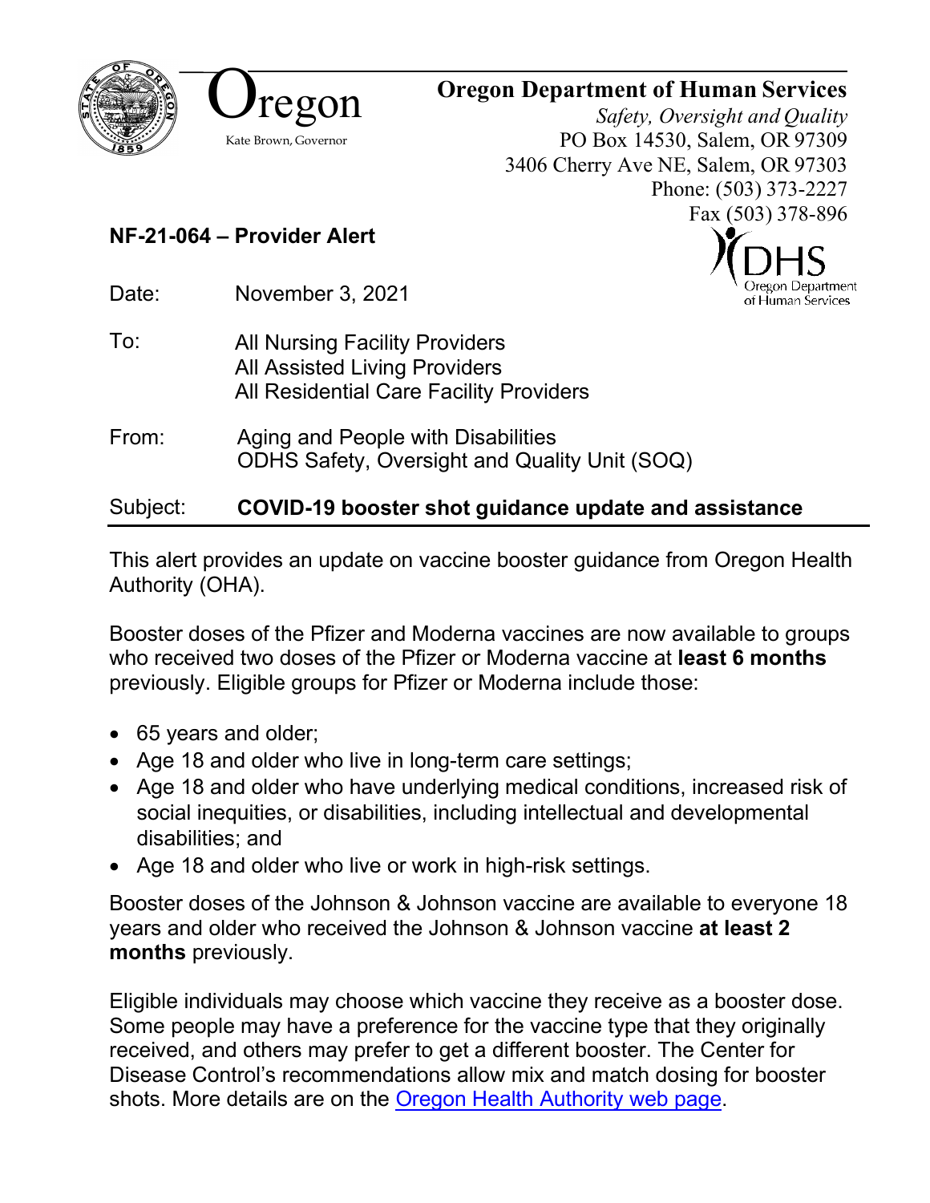Oregon

Kate Brown, Governor

**Oregon Department of Human Services**

*Safety, Oversight and Quality*
PO Box 14530, Salem, OR 97309
3406 Cherry Ave NE, Salem, OR 97303
Phone: (503) 373-2227
Fax (503) 378-896

DHS
Oregon Department of Human Services

**NF-21-064 – Provider Alert**

Date: November 3, 2021

To: All Nursing Facility Providers
All Assisted Living Providers
All Residential Care Facility Providers

From: Aging and People with Disabilities
ODHS Safety, Oversight and Quality Unit (SOQ)

Subject: **COVID-19 booster shot guidance update and assistance**

---

This alert provides an update on vaccine booster guidance from Oregon Health Authority (OHA).

Booster doses of the Pfizer and Moderna vaccines are now available to groups who received two doses of the Pfizer or Moderna vaccine at **least 6 months** previously. Eligible groups for Pfizer or Moderna include those:

- 65 years and older;
- Age 18 and older who live in long-term care settings;
- Age 18 and older who have underlying medical conditions, increased risk of social inequities, or disabilities, including intellectual and developmental disabilities; and
- Age 18 and older who live or work in high-risk settings.

Booster doses of the Johnson & Johnson vaccine are available to everyone 18 years and older who received the Johnson & Johnson vaccine **at least 2 months** previously.

Eligible individuals may choose which vaccine they receive as a booster dose. Some people may have a preference for the vaccine type that they originally received, and others may prefer to get a different booster. The Center for Disease Control's recommendations allow mix and match dosing for booster shots. More details are on the Oregon Health Authority web page.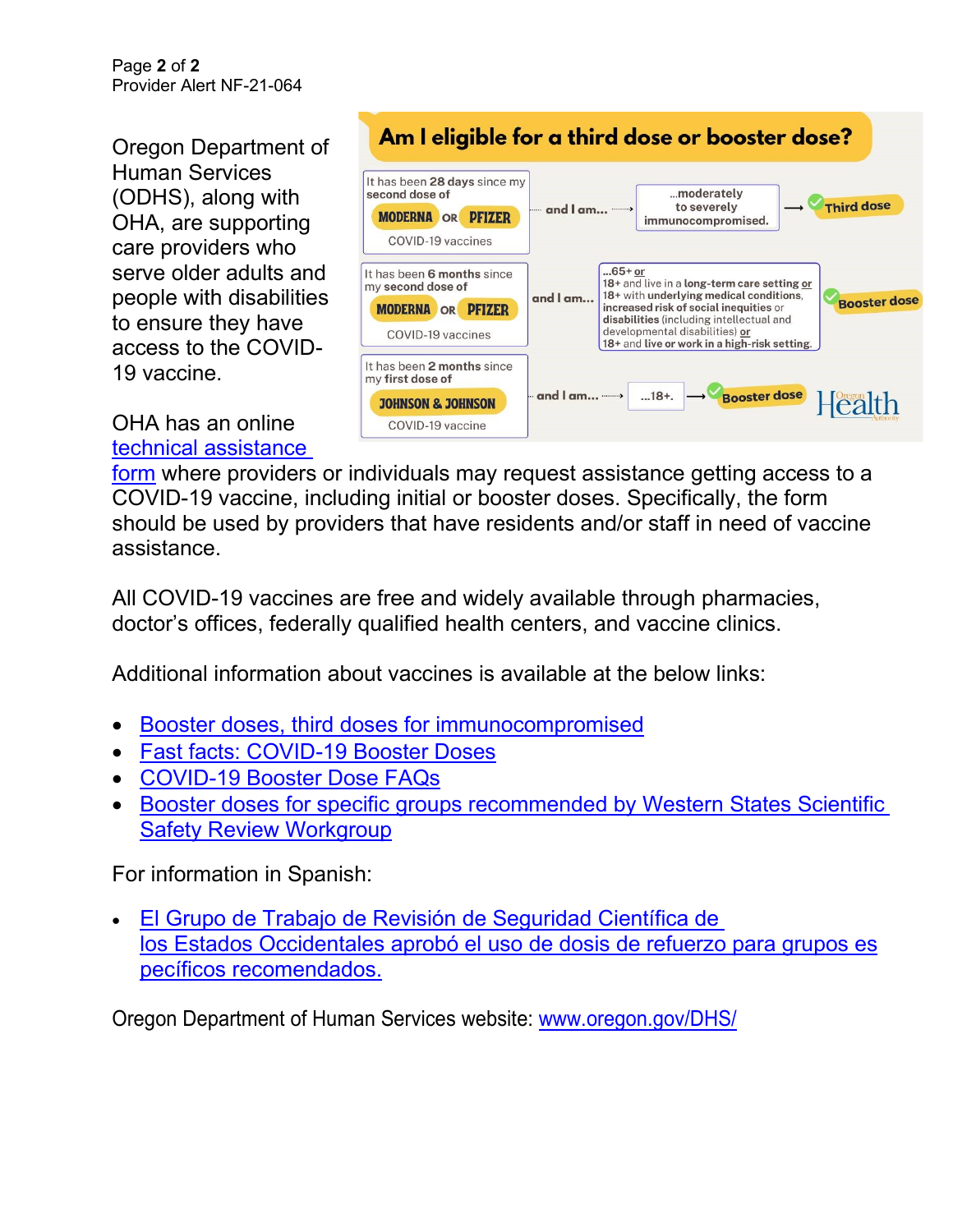Oregon Department of Human Services (ODHS), along with OHA, are supporting care providers who serve older adults and people with disabilities to ensure they have access to the COVID-19 vaccine.

## Am I eligible for a third dose or booster dose?

It has been **28 days** since my **second dose of** MODERNA OR PFIZER COVID-19 vaccines ... and I am... ...moderately to severely immunocompromised. → **Third dose**

It has been **6 months** since my **second dose of** MODERNA OR PFIZER COVID-19 vaccines ... and I am... ...65+ or 18+ and live in a **long-term care setting** or 18+ with **underlying medical conditions**, **increased risk of social inequities** or **disabilities** (including intellectual and developmental disabilities) or 18+ and **live or work in a high-risk setting**. → **Booster dose**

It has been **2 months** since my **first dose of** JOHNSON & JOHNSON COVID-19 vaccine ... and I am... ...18+. → **Booster dose**

Oregon Health Authority

OHA has an online [technical assistance form](#) where providers or individuals may request assistance getting access to a COVID-19 vaccine, including initial or booster doses. Specifically, the form should be used by providers that have residents and/or staff in need of vaccine assistance.

All COVID-19 vaccines are free and widely available through pharmacies, doctor's offices, federally qualified health centers, and vaccine clinics.

Additional information about vaccines is available at the below links:

- [Booster doses, third doses for immunocompromised](#)
- [Fast facts: COVID-19 Booster Doses](#)
- [COVID-19 Booster Dose FAQs](#)
- [Booster doses for specific groups recommended by Western States Scientific Safety Review Workgroup](#)

For information in Spanish:

- [El Grupo de Trabajo de Revisión de Seguridad Científica de los Estados Occidentales aprobó el uso de dosis de refuerzo para grupos específicos recomendados.](#)

Oregon Department of Human Services website: [www.oregon.gov/DHS/](www.oregon.gov/DHS/)